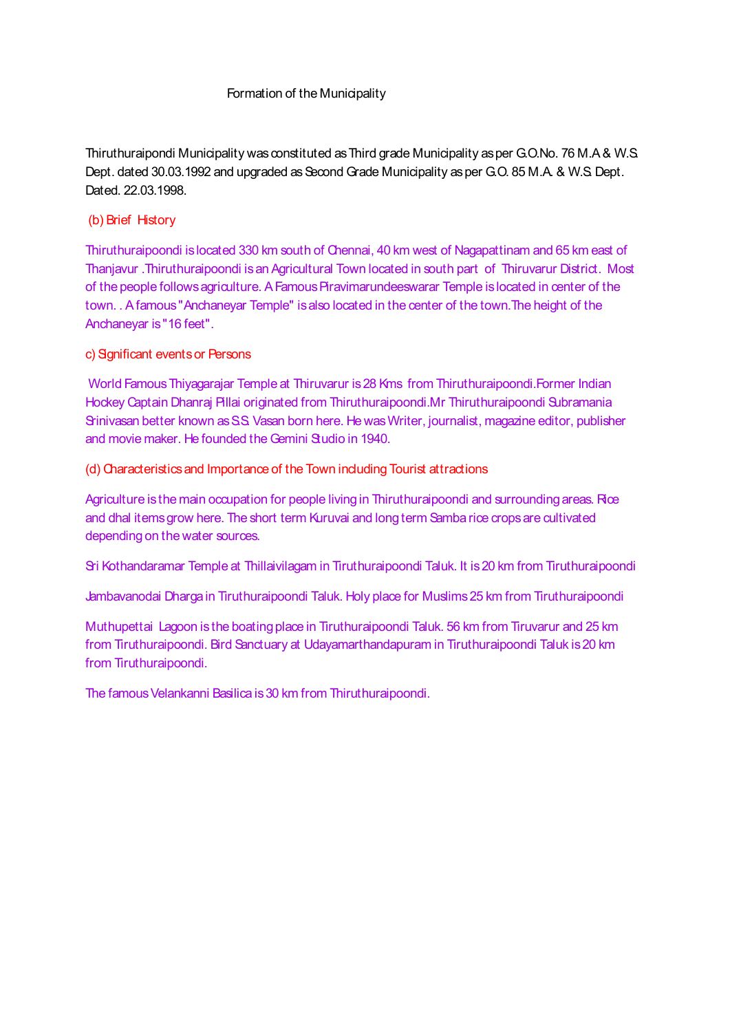# Formation of the Municipality

Thiruthuraipondi Municipality was constituted as Third grade Municipality as per G.O.No. 76 M.A & W.S. Dept. dated 30.03.1992 and upgraded as Second Grade Municipality as per G.O. 85 M.A. & W.S. Dept. Dated. 22.03.1998.

## (b) Brief History

Thiruthuraipoondi is located 330 km south of Chennai, 40 km west of Nagapattinam and 65 km east of Thanjavur .Thiruthuraipoondi is an Agricultural Town located in south part of Thiruvarur District. Most of the people follows agriculture. A Famous Piravimarundeeswarar Temple is located in center of the town. . A famous "Anchaneyar Temple" is also located in the center of the town.The height of the Anchaneyar is "16 feet".

## c) Significant events or Persons

World Famous Thiyagarajar Temple at Thiruvarur is 28 Kms from Thiruthuraipoondi.Former Indian Hockey Captain Dhanraj Pillai originated from Thiruthuraipoondi.Mr Thiruthuraipoondi Subramania Srinivasan better known as S.S. Vasan born here. He was Writer, journalist, magazine editor, publisher and movie maker. He founded the Gemini Studio in 1940.

## (d) Characteristics and Importance of the Town including Tourist attractions

Agriculture is the main occupation for people living in Thiruthuraipoondi and surrounding areas. Rice and dhal items grow here. The short term Kuruvai and long term Samba rice crops are cultivated depending on the water sources.

Sri Kothandaramar Temple at Thillaivilagam in Tiruthuraipoondi Taluk. It is 20 km from Tiruthuraipoondi

Jambavanodai Dharga in Tiruthuraipoondi Taluk. Holy place for Muslims 25 km from Tiruthuraipoondi

Muthupettai Lagoon is the boating place in Tiruthuraipoondi Taluk. 56 km from Tiruvarur and 25 km from Tiruthuraipoondi. Bird Sanctuary at Udayamarthandapuram in Tiruthuraipoondi Taluk is 20 km from Tiruthuraipoondi.

The famous Velankanni Basilica is 30 km from Thiruthuraipoondi.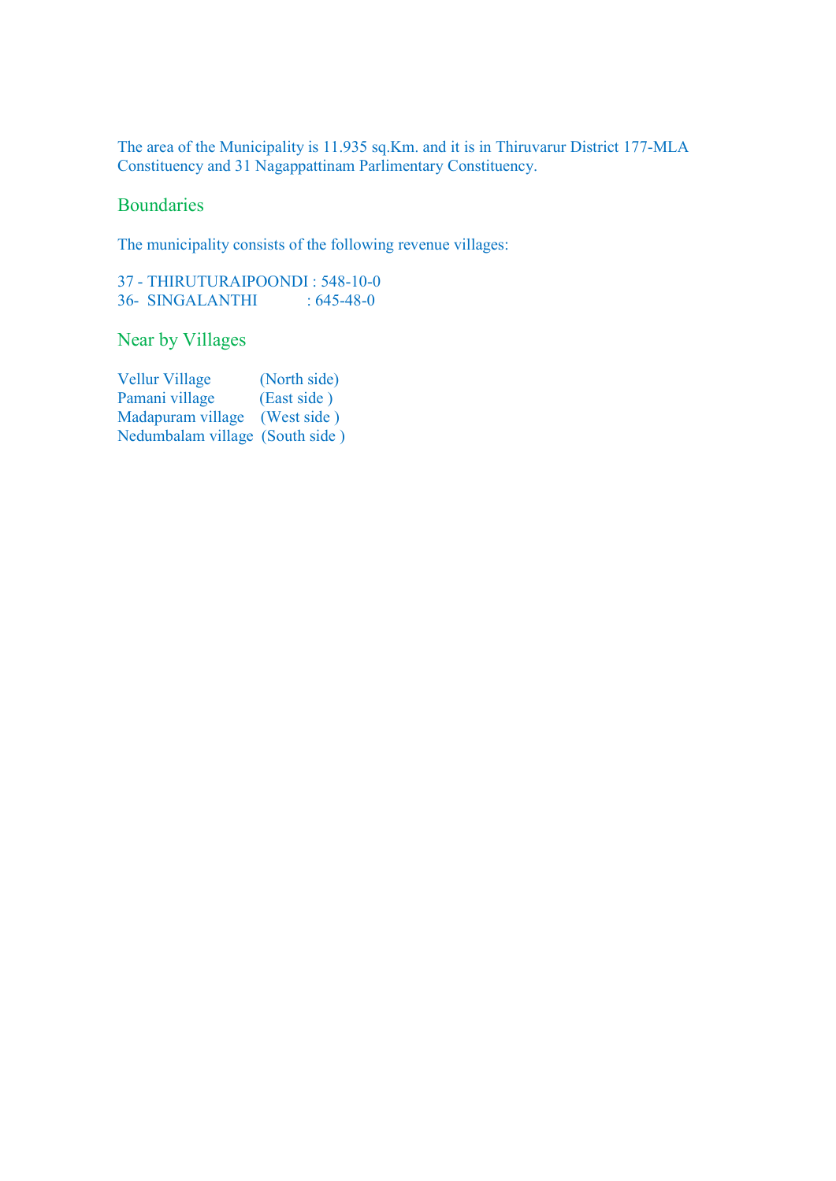The area of the Municipality is 11.935 sq.Km. and it is in Thiruvarur District 177-MLA Constituency and 31 Nagappattinam Parlimentary Constituency.

## Boundaries

The municipality consists of the following revenue villages:

37 - THIRUTURAIPOONDI : 548-10-0
36- SINGALANTHI : 645-48-0

## Near by Villages

Vellur Village (North side)
Pamani village (East side )
Madapuram village (West side )
Nedumbalam village (South side )